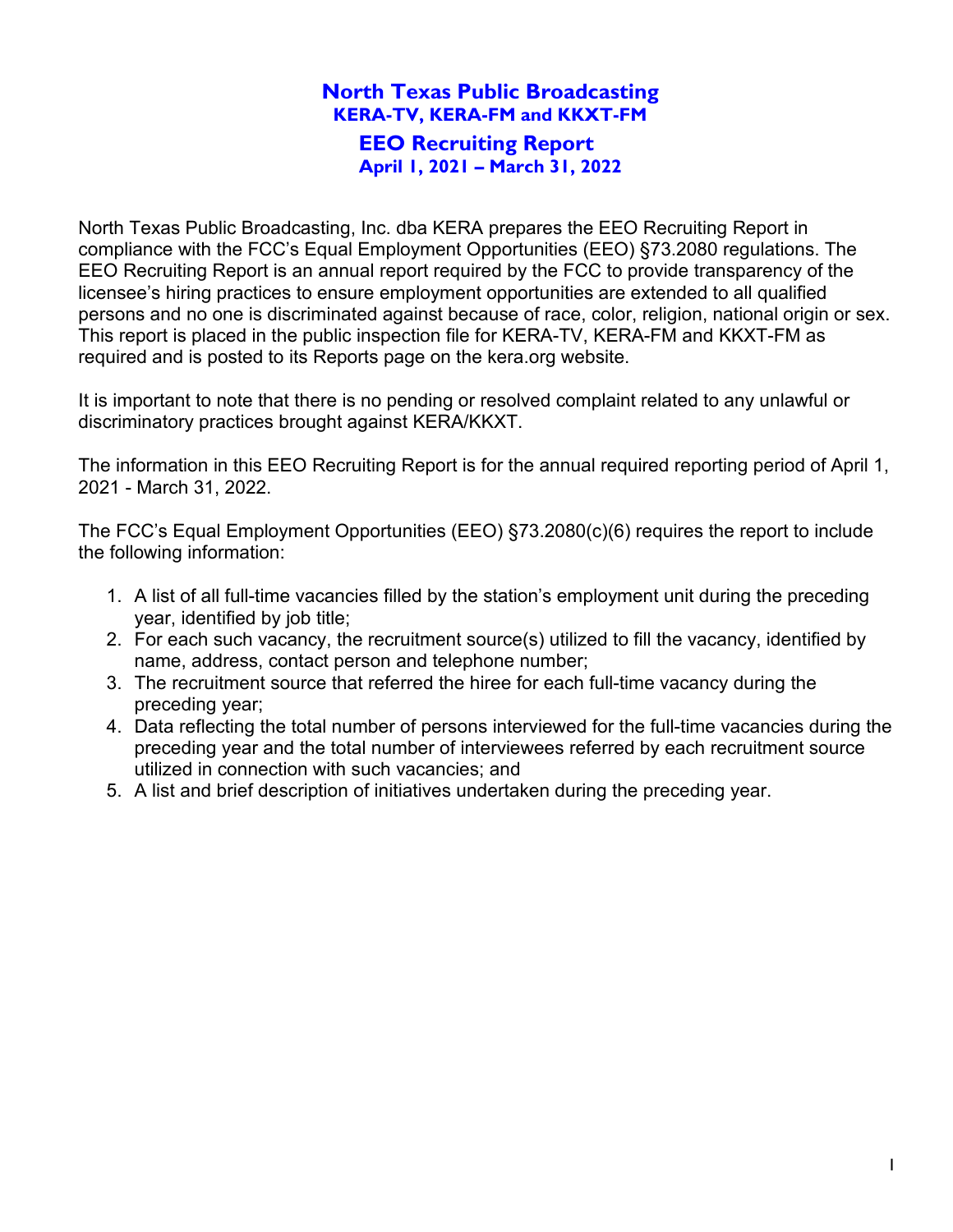# North Texas Public Broadcasting

## KERA-TV, KERA-FM and KKXT-FM

## EEO Recruiting Report

### April 1, 2021 – March 31, 2022

North Texas Public Broadcasting, Inc. dba KERA prepares the EEO Recruiting Report in compliance with the FCC's Equal Employment Opportunities (EEO) §73.2080 regulations. The EEO Recruiting Report is an annual report required by the FCC to provide transparency of the licensee's hiring practices to ensure employment opportunities are extended to all qualified persons and no one is discriminated against because of race, color, religion, national origin or sex. This report is placed in the public inspection file for KERA-TV, KERA-FM and KKXT-FM as required and is posted to its Reports page on the kera.org website.

It is important to note that there is no pending or resolved complaint related to any unlawful or discriminatory practices brought against KERA/KKXT.

The information in this EEO Recruiting Report is for the annual required reporting period of April 1, 2021 - March 31, 2022.

The FCC's Equal Employment Opportunities (EEO) §73.2080(c)(6) requires the report to include the following information:

1. A list of all full-time vacancies filled by the station's employment unit during the preceding year, identified by job title;
2. For each such vacancy, the recruitment source(s) utilized to fill the vacancy, identified by name, address, contact person and telephone number;
3. The recruitment source that referred the hiree for each full-time vacancy during the preceding year;
4. Data reflecting the total number of persons interviewed for the full-time vacancies during the preceding year and the total number of interviewees referred by each recruitment source utilized in connection with such vacancies; and
5. A list and brief description of initiatives undertaken during the preceding year.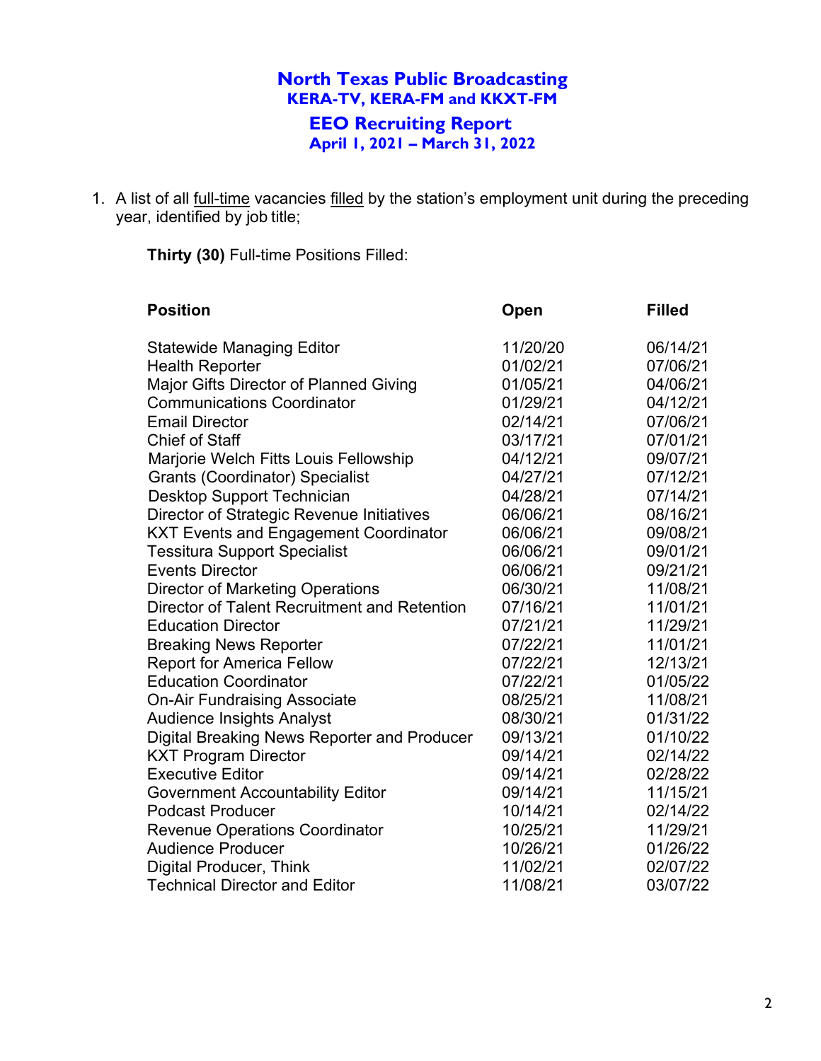# North Texas Public Broadcasting
## KERA-TV, KERA-FM and KKXT-FM
## EEO Recruiting Report
### April 1, 2021 – March 31, 2022

1. A list of all full-time vacancies filled by the station's employment unit during the preceding year, identified by job title;

**Thirty (30)** Full-time Positions Filled:

| Position | Open | Filled |
|---|---|---|
| Statewide Managing Editor | 11/20/20 | 06/14/21 |
| Health Reporter | 01/02/21 | 07/06/21 |
| Major Gifts Director of Planned Giving | 01/05/21 | 04/06/21 |
| Communications Coordinator | 01/29/21 | 04/12/21 |
| Email Director | 02/14/21 | 07/06/21 |
| Chief of Staff | 03/17/21 | 07/01/21 |
| Marjorie Welch Fitts Louis Fellowship | 04/12/21 | 09/07/21 |
| Grants (Coordinator) Specialist | 04/27/21 | 07/12/21 |
| Desktop Support Technician | 04/28/21 | 07/14/21 |
| Director of Strategic Revenue Initiatives | 06/06/21 | 08/16/21 |
| KXT Events and Engagement Coordinator | 06/06/21 | 09/08/21 |
| Tessitura Support Specialist | 06/06/21 | 09/01/21 |
| Events Director | 06/06/21 | 09/21/21 |
| Director of Marketing Operations | 06/30/21 | 11/08/21 |
| Director of Talent Recruitment and Retention | 07/16/21 | 11/01/21 |
| Education Director | 07/21/21 | 11/29/21 |
| Breaking News Reporter | 07/22/21 | 11/01/21 |
| Report for America Fellow | 07/22/21 | 12/13/21 |
| Education Coordinator | 07/22/21 | 01/05/22 |
| On-Air Fundraising Associate | 08/25/21 | 11/08/21 |
| Audience Insights Analyst | 08/30/21 | 01/31/22 |
| Digital Breaking News Reporter and Producer | 09/13/21 | 01/10/22 |
| KXT Program Director | 09/14/21 | 02/14/22 |
| Executive Editor | 09/14/21 | 02/28/22 |
| Government Accountability Editor | 09/14/21 | 11/15/21 |
| Podcast Producer | 10/14/21 | 02/14/22 |
| Revenue Operations Coordinator | 10/25/21 | 11/29/21 |
| Audience Producer | 10/26/21 | 01/26/22 |
| Digital Producer, Think | 11/02/21 | 02/07/22 |
| Technical Director and Editor | 11/08/21 | 03/07/22 |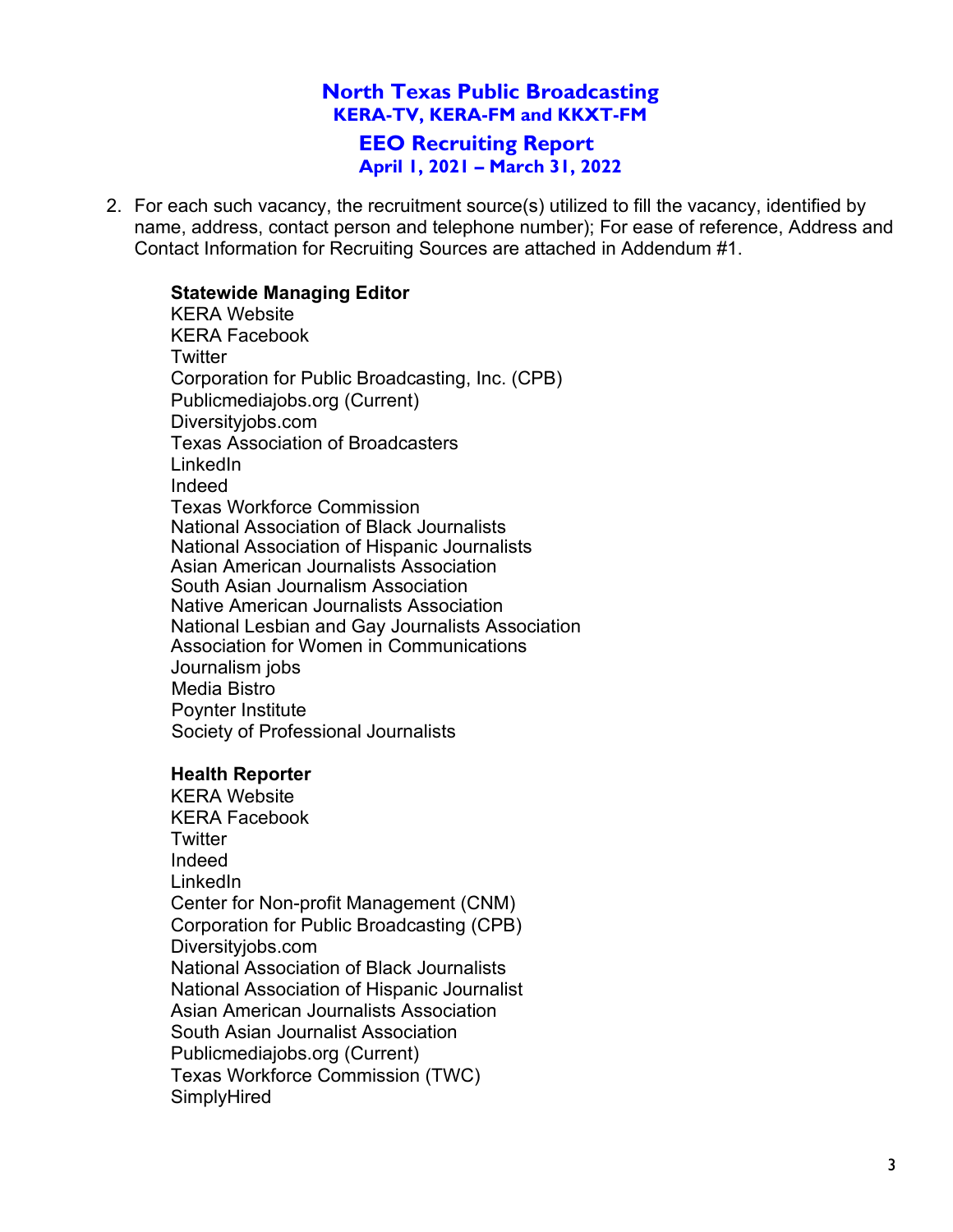# North Texas Public Broadcasting
## KERA-TV, KERA-FM and KKXT-FM
## EEO Recruiting Report
### April 1, 2021 – March 31, 2022

2. For each such vacancy, the recruitment source(s) utilized to fill the vacancy, identified by name, address, contact person and telephone number); For ease of reference, Address and Contact Information for Recruiting Sources are attached in Addendum #1.

**Statewide Managing Editor**
KERA Website
KERA Facebook
Twitter
Corporation for Public Broadcasting, Inc. (CPB)
Publicmediajobs.org (Current)
Diversityjobs.com
Texas Association of Broadcasters
LinkedIn
Indeed
Texas Workforce Commission
National Association of Black Journalists
National Association of Hispanic Journalists
Asian American Journalists Association
South Asian Journalism Association
Native American Journalists Association
National Lesbian and Gay Journalists Association
Association for Women in Communications
Journalism jobs
Media Bistro
Poynter Institute
Society of Professional Journalists

**Health Reporter**
KERA Website
KERA Facebook
Twitter
Indeed
LinkedIn
Center for Non-profit Management (CNM)
Corporation for Public Broadcasting (CPB)
Diversityjobs.com
National Association of Black Journalists
National Association of Hispanic Journalist
Asian American Journalists Association
South Asian Journalist Association
Publicmediajobs.org (Current)
Texas Workforce Commission (TWC)
SimplyHired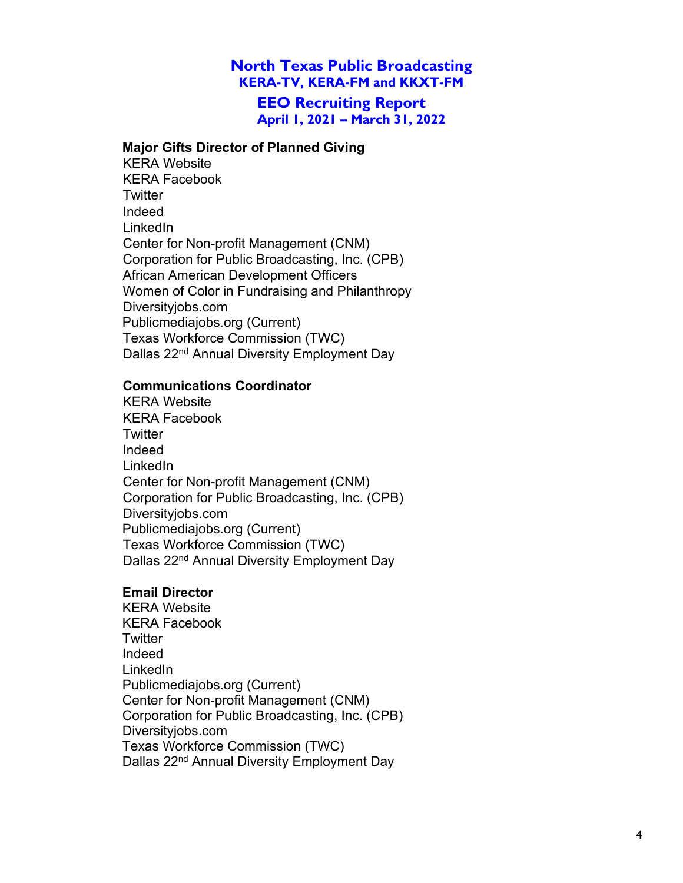# North Texas Public Broadcasting
## KERA-TV, KERA-FM and KKXT-FM
## EEO Recruiting Report
### April 1, 2021 – March 31, 2022

**Major Gifts Director of Planned Giving**
KERA Website
KERA Facebook
Twitter
Indeed
LinkedIn
Center for Non-profit Management (CNM)
Corporation for Public Broadcasting, Inc. (CPB)
African American Development Officers
Women of Color in Fundraising and Philanthropy
Diversityjobs.com
Publicmediajobs.org (Current)
Texas Workforce Commission (TWC)
Dallas 22nd Annual Diversity Employment Day

**Communications Coordinator**
KERA Website
KERA Facebook
Twitter
Indeed
LinkedIn
Center for Non-profit Management (CNM)
Corporation for Public Broadcasting, Inc. (CPB)
Diversityjobs.com
Publicmediajobs.org (Current)
Texas Workforce Commission (TWC)
Dallas 22nd Annual Diversity Employment Day

**Email Director**
KERA Website
KERA Facebook
Twitter
Indeed
LinkedIn
Publicmediajobs.org (Current)
Center for Non-profit Management (CNM)
Corporation for Public Broadcasting, Inc. (CPB)
Diversityjobs.com
Texas Workforce Commission (TWC)
Dallas 22nd Annual Diversity Employment Day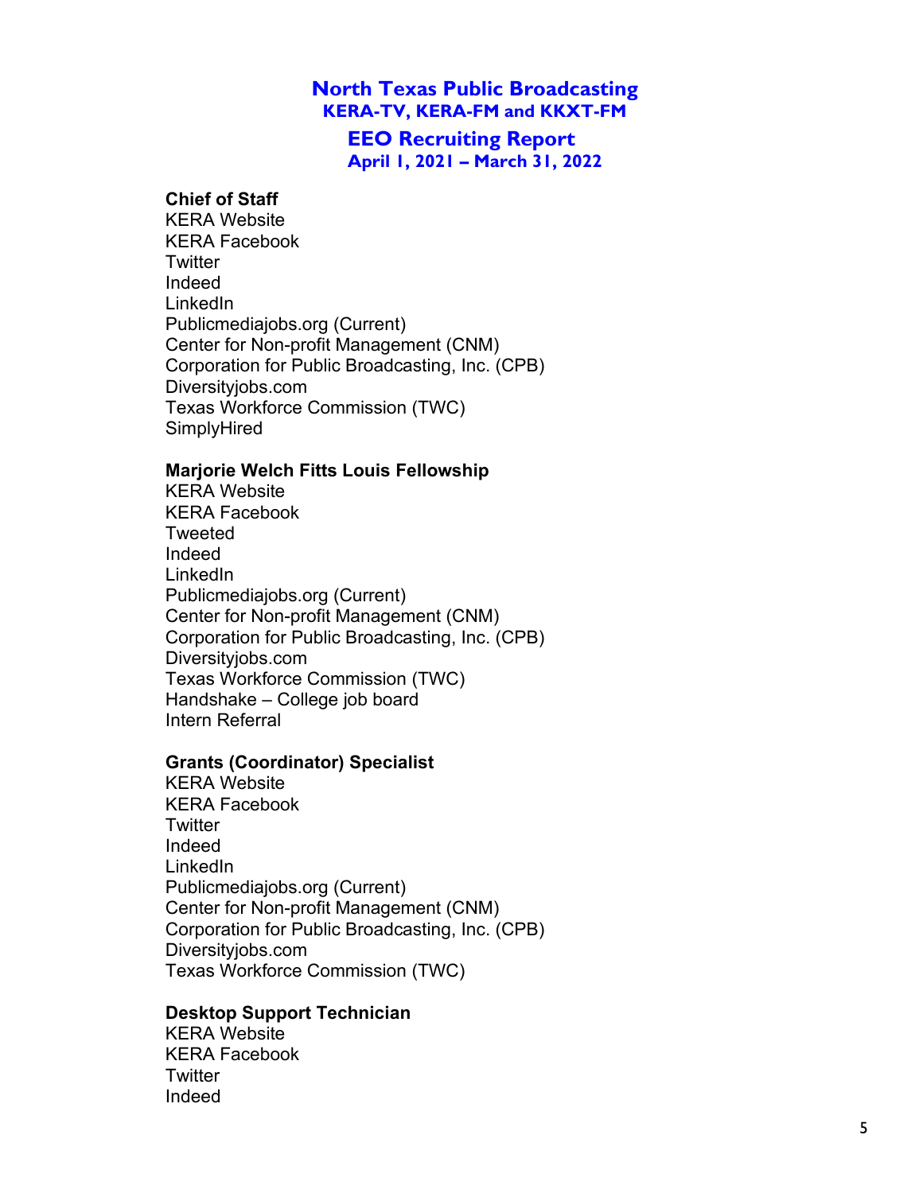# North Texas Public Broadcasting
## KERA-TV, KERA-FM and KKXT-FM
## EEO Recruiting Report
### April 1, 2021 – March 31, 2022

**Chief of Staff**
KERA Website
KERA Facebook
Twitter
Indeed
LinkedIn
Publicmediajobs.org (Current)
Center for Non-profit Management (CNM)
Corporation for Public Broadcasting, Inc. (CPB)
Diversityjobs.com
Texas Workforce Commission (TWC)
SimplyHired

**Marjorie Welch Fitts Louis Fellowship**
KERA Website
KERA Facebook
Tweeted
Indeed
LinkedIn
Publicmediajobs.org (Current)
Center for Non-profit Management (CNM)
Corporation for Public Broadcasting, Inc. (CPB)
Diversityjobs.com
Texas Workforce Commission (TWC)
Handshake – College job board
Intern Referral

**Grants (Coordinator) Specialist**
KERA Website
KERA Facebook
Twitter
Indeed
LinkedIn
Publicmediajobs.org (Current)
Center for Non-profit Management (CNM)
Corporation for Public Broadcasting, Inc. (CPB)
Diversityjobs.com
Texas Workforce Commission (TWC)

**Desktop Support Technician**
KERA Website
KERA Facebook
Twitter
Indeed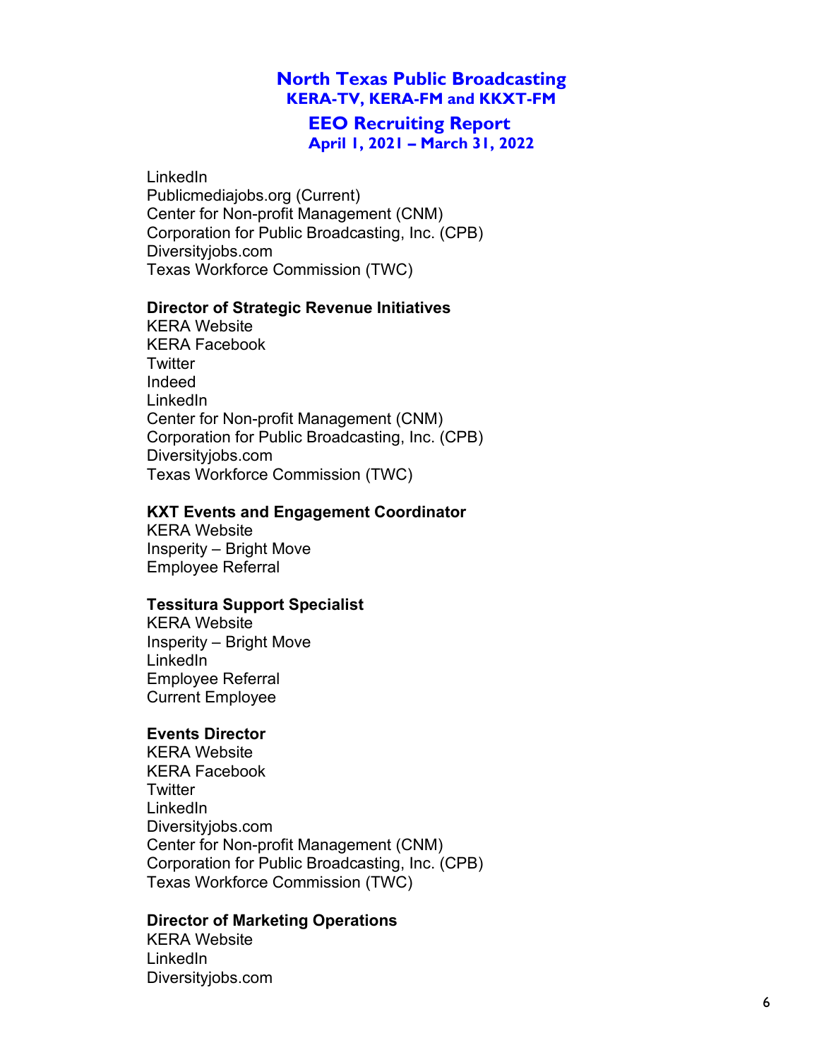LinkedIn
Publicmediajobs.org (Current)
Center for Non-profit Management (CNM)
Corporation for Public Broadcasting, Inc. (CPB)
Diversityjobs.com
Texas Workforce Commission (TWC)

**Director of Strategic Revenue Initiatives**
KERA Website
KERA Facebook
Twitter
Indeed
LinkedIn
Center for Non-profit Management (CNM)
Corporation for Public Broadcasting, Inc. (CPB)
Diversityjobs.com
Texas Workforce Commission (TWC)

**KXT Events and Engagement Coordinator**
KERA Website
Insperity – Bright Move
Employee Referral

**Tessitura Support Specialist**
KERA Website
Insperity – Bright Move
LinkedIn
Employee Referral
Current Employee

**Events Director**
KERA Website
KERA Facebook
Twitter
LinkedIn
Diversityjobs.com
Center for Non-profit Management (CNM)
Corporation for Public Broadcasting, Inc. (CPB)
Texas Workforce Commission (TWC)

**Director of Marketing Operations**
KERA Website
LinkedIn
Diversityjobs.com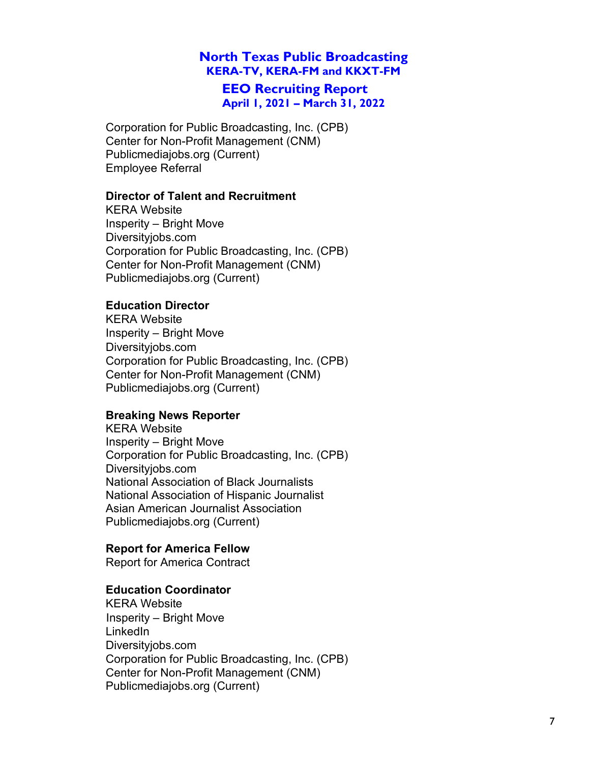# North Texas Public Broadcasting
## KERA-TV, KERA-FM and KKXT-FM
## EEO Recruiting Report
### April 1, 2021 – March 31, 2022

Corporation for Public Broadcasting, Inc. (CPB)
Center for Non-Profit Management (CNM)
Publicmediajobs.org (Current)
Employee Referral

**Director of Talent and Recruitment**
KERA Website
Insperity – Bright Move
Diversityjobs.com
Corporation for Public Broadcasting, Inc. (CPB)
Center for Non-Profit Management (CNM)
Publicmediajobs.org (Current)

**Education Director**
KERA Website
Insperity – Bright Move
Diversityjobs.com
Corporation for Public Broadcasting, Inc. (CPB)
Center for Non-Profit Management (CNM)
Publicmediajobs.org (Current)

**Breaking News Reporter**
KERA Website
Insperity – Bright Move
Corporation for Public Broadcasting, Inc. (CPB)
Diversityjobs.com
National Association of Black Journalists
National Association of Hispanic Journalist
Asian American Journalist Association
Publicmediajobs.org (Current)

**Report for America Fellow**
Report for America Contract

**Education Coordinator**
KERA Website
Insperity – Bright Move
LinkedIn
Diversityjobs.com
Corporation for Public Broadcasting, Inc. (CPB)
Center for Non-Profit Management (CNM)
Publicmediajobs.org (Current)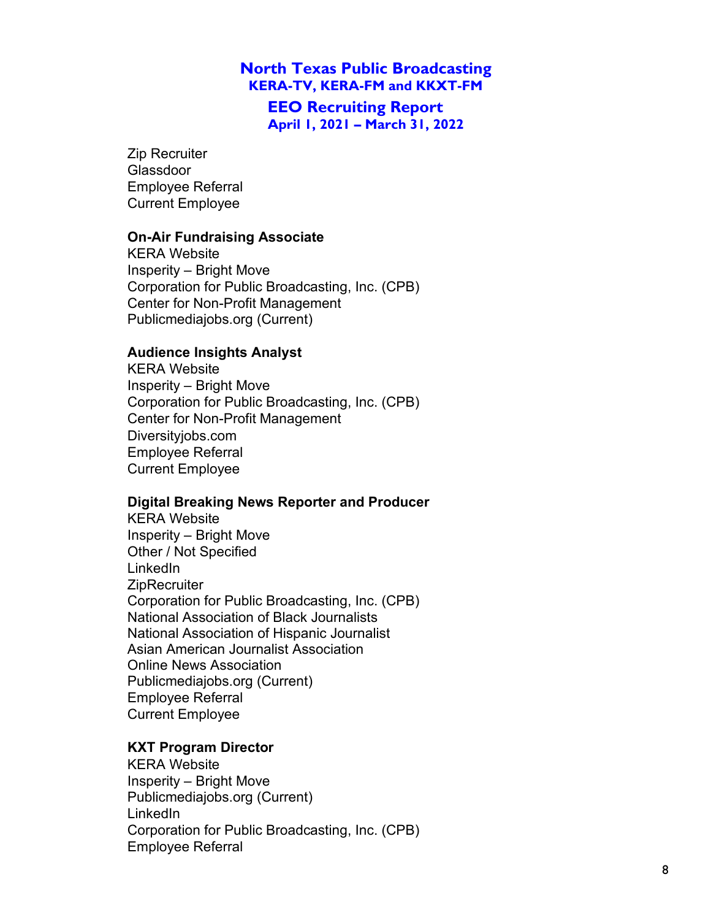# North Texas Public Broadcasting
## KERA-TV, KERA-FM and KKXT-FM
## EEO Recruiting Report
### April 1, 2021 – March 31, 2022

Zip Recruiter
Glassdoor
Employee Referral
Current Employee

**On-Air Fundraising Associate**
KERA Website
Insperity – Bright Move
Corporation for Public Broadcasting, Inc. (CPB)
Center for Non-Profit Management
Publicmediajobs.org (Current)

**Audience Insights Analyst**
KERA Website
Insperity – Bright Move
Corporation for Public Broadcasting, Inc. (CPB)
Center for Non-Profit Management
Diversityjobs.com
Employee Referral
Current Employee

**Digital Breaking News Reporter and Producer**
KERA Website
Insperity – Bright Move
Other / Not Specified
LinkedIn
ZipRecruiter
Corporation for Public Broadcasting, Inc. (CPB)
National Association of Black Journalists
National Association of Hispanic Journalist
Asian American Journalist Association
Online News Association
Publicmediajobs.org (Current)
Employee Referral
Current Employee

**KXT Program Director**
KERA Website
Insperity – Bright Move
Publicmediajobs.org (Current)
LinkedIn
Corporation for Public Broadcasting, Inc. (CPB)
Employee Referral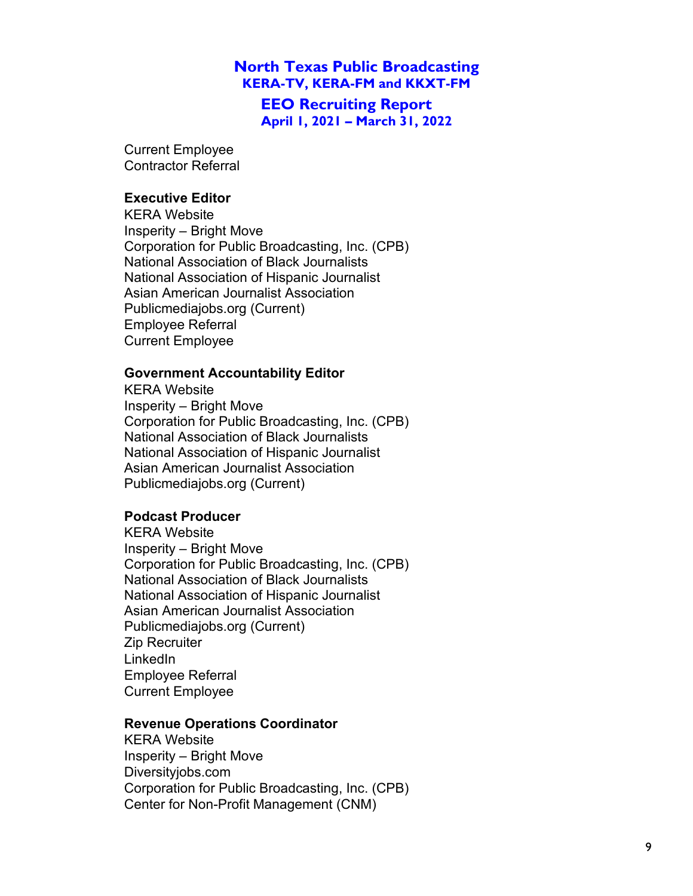Current Employee
Contractor Referral

**Executive Editor**
KERA Website
Insperity – Bright Move
Corporation for Public Broadcasting, Inc. (CPB)
National Association of Black Journalists
National Association of Hispanic Journalist
Asian American Journalist Association
Publicmediajobs.org (Current)
Employee Referral
Current Employee

**Government Accountability Editor**
KERA Website
Insperity – Bright Move
Corporation for Public Broadcasting, Inc. (CPB)
National Association of Black Journalists
National Association of Hispanic Journalist
Asian American Journalist Association
Publicmediajobs.org (Current)

**Podcast Producer**
KERA Website
Insperity – Bright Move
Corporation for Public Broadcasting, Inc. (CPB)
National Association of Black Journalists
National Association of Hispanic Journalist
Asian American Journalist Association
Publicmediajobs.org (Current)
Zip Recruiter
LinkedIn
Employee Referral
Current Employee

**Revenue Operations Coordinator**
KERA Website
Insperity – Bright Move
Diversityjobs.com
Corporation for Public Broadcasting, Inc. (CPB)
Center for Non-Profit Management (CNM)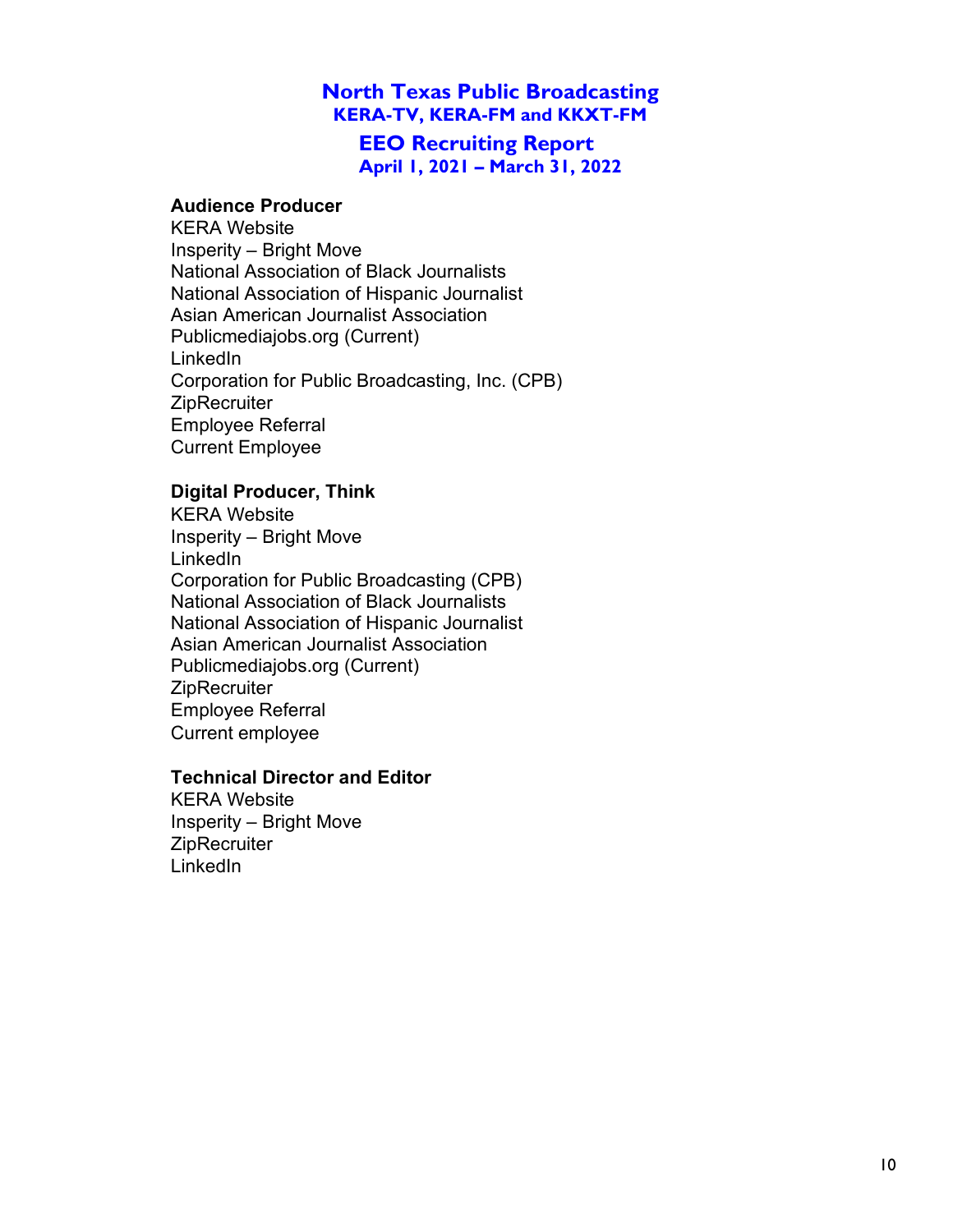# North Texas Public Broadcasting

## KERA-TV, KERA-FM and KKXT-FM

## EEO Recruiting Report

### April 1, 2021 – March 31, 2022

**Audience Producer**

KERA Website
Insperity – Bright Move
National Association of Black Journalists
National Association of Hispanic Journalist
Asian American Journalist Association
Publicmediajobs.org (Current)
LinkedIn
Corporation for Public Broadcasting, Inc. (CPB)
ZipRecruiter
Employee Referral
Current Employee

**Digital Producer, Think**

KERA Website
Insperity – Bright Move
LinkedIn
Corporation for Public Broadcasting (CPB)
National Association of Black Journalists
National Association of Hispanic Journalist
Asian American Journalist Association
Publicmediajobs.org (Current)
ZipRecruiter
Employee Referral
Current employee

**Technical Director and Editor**

KERA Website
Insperity – Bright Move
ZipRecruiter
LinkedIn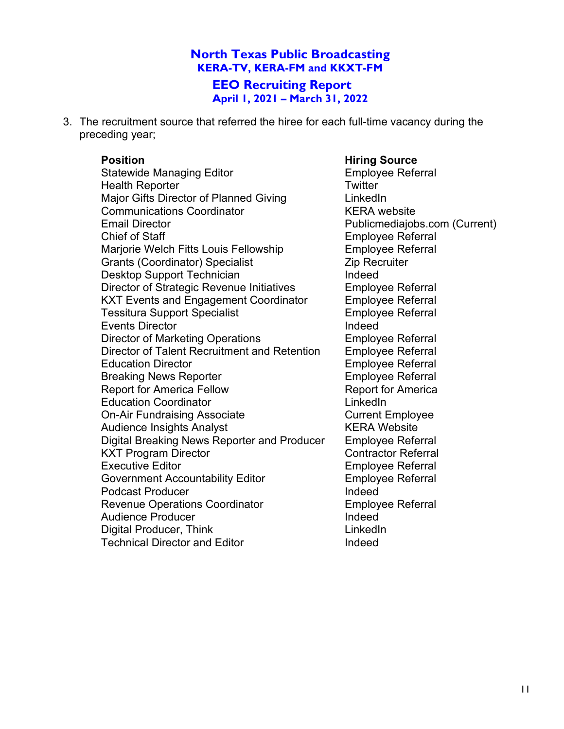# North Texas Public Broadcasting

## KERA-TV, KERA-FM and KKXT-FM

## EEO Recruiting Report

### April 1, 2021 – March 31, 2022

3. The recruitment source that referred the hiree for each full-time vacancy during the preceding year;

| Position | Hiring Source |
|---|---|
| Statewide Managing Editor | Employee Referral |
| Health Reporter | Twitter |
| Major Gifts Director of Planned Giving | LinkedIn |
| Communications Coordinator | KERA website |
| Email Director | Publicmediajobs.com (Current) |
| Chief of Staff | Employee Referral |
| Marjorie Welch Fitts Louis Fellowship | Employee Referral |
| Grants (Coordinator) Specialist | Zip Recruiter |
| Desktop Support Technician | Indeed |
| Director of Strategic Revenue Initiatives | Employee Referral |
| KXT Events and Engagement Coordinator | Employee Referral |
| Tessitura Support Specialist | Employee Referral |
| Events Director | Indeed |
| Director of Marketing Operations | Employee Referral |
| Director of Talent Recruitment and Retention | Employee Referral |
| Education Director | Employee Referral |
| Breaking News Reporter | Employee Referral |
| Report for America Fellow | Report for America |
| Education Coordinator | LinkedIn |
| On-Air Fundraising Associate | Current Employee |
| Audience Insights Analyst | KERA Website |
| Digital Breaking News Reporter and Producer | Employee Referral |
| KXT Program Director | Contractor Referral |
| Executive Editor | Employee Referral |
| Government Accountability Editor | Employee Referral |
| Podcast Producer | Indeed |
| Revenue Operations Coordinator | Employee Referral |
| Audience Producer | Indeed |
| Digital Producer, Think | LinkedIn |
| Technical Director and Editor | Indeed |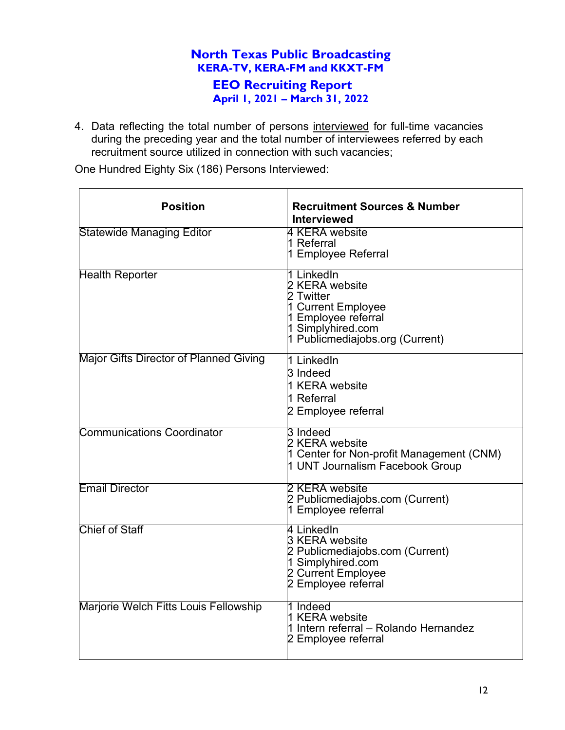# North Texas Public Broadcasting
## KERA-TV, KERA-FM and KKXT-FM
## EEO Recruiting Report
### April 1, 2021 – March 31, 2022

4. Data reflecting the total number of persons interviewed for full-time vacancies during the preceding year and the total number of interviewees referred by each recruitment source utilized in connection with such vacancies;

One Hundred Eighty Six (186) Persons Interviewed:

| Position | Recruitment Sources & Number Interviewed |
|---|---|
| Statewide Managing Editor | 4 KERA website<br>1 Referral<br>1 Employee Referral |
| Health Reporter | 1 LinkedIn<br>2 KERA website<br>2 Twitter<br>1 Current Employee<br>1 Employee referral<br>1 Simplyhired.com<br>1 Publicmediajobs.org (Current) |
| Major Gifts Director of Planned Giving | 1 LinkedIn<br>3 Indeed<br>1 KERA website<br>1 Referral<br>2 Employee referral |
| Communications Coordinator | 3 Indeed<br>2 KERA website<br>1 Center for Non-profit Management (CNM)<br>1 UNT Journalism Facebook Group |
| Email Director | 2 KERA website<br>2 Publicmediajobs.com (Current)<br>1 Employee referral |
| Chief of Staff | 4 LinkedIn<br>3 KERA website<br>2 Publicmediajobs.com (Current)<br>1 Simplyhired.com<br>2 Current Employee<br>2 Employee referral |
| Marjorie Welch Fitts Louis Fellowship | 1 Indeed<br>1 KERA website<br>1 Intern referral – Rolando Hernandez<br>2 Employee referral |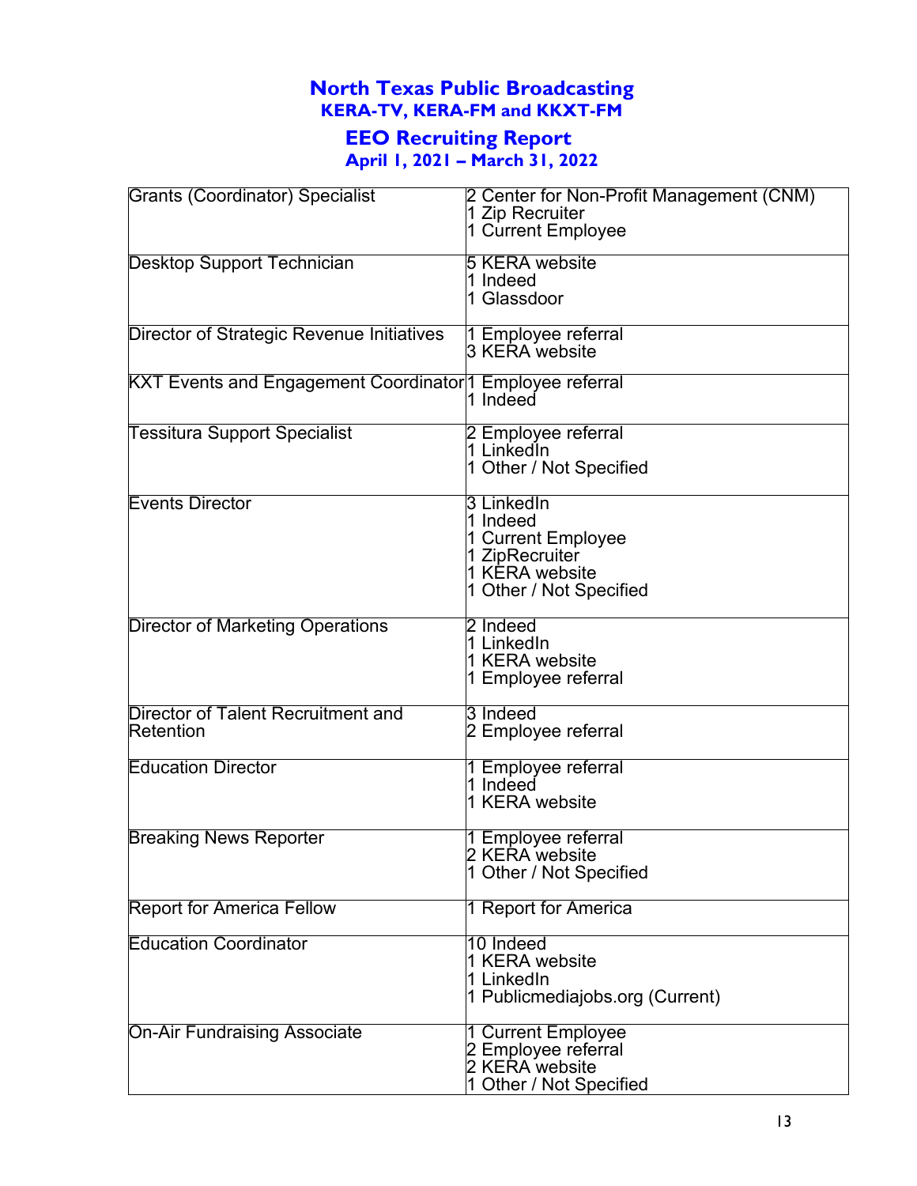# North Texas Public Broadcasting
## KERA-TV, KERA-FM and KKXT-FM
## EEO Recruiting Report
### April 1, 2021 – March 31, 2022

| | |
|---|---|
| Grants (Coordinator) Specialist | 2 Center for Non-Profit Management (CNM)<br>1 Zip Recruiter<br>1 Current Employee |
| Desktop Support Technician | 5 KERA website<br>1 Indeed<br>1 Glassdoor |
| Director of Strategic Revenue Initiatives | 1 Employee referral<br>3 KERA website |
| KXT Events and Engagement Coordinator | 1 Employee referral<br>1 Indeed |
| Tessitura Support Specialist | 2 Employee referral<br>1 LinkedIn<br>1 Other / Not Specified |
| Events Director | 3 LinkedIn<br>1 Indeed<br>1 Current Employee<br>1 ZipRecruiter<br>1 KERA website<br>1 Other / Not Specified |
| Director of Marketing Operations | 2 Indeed<br>1 LinkedIn<br>1 KERA website<br>1 Employee referral |
| Director of Talent Recruitment and Retention | 3 Indeed<br>2 Employee referral |
| Education Director | 1 Employee referral<br>1 Indeed<br>1 KERA website |
| Breaking News Reporter | 1 Employee referral<br>2 KERA website<br>1 Other / Not Specified |
| Report for America Fellow | 1 Report for America |
| Education Coordinator | 10 Indeed<br>1 KERA website<br>1 LinkedIn<br>1 Publicmediajobs.org (Current) |
| On-Air Fundraising Associate | 1 Current Employee<br>2 Employee referral<br>2 KERA website<br>1 Other / Not Specified |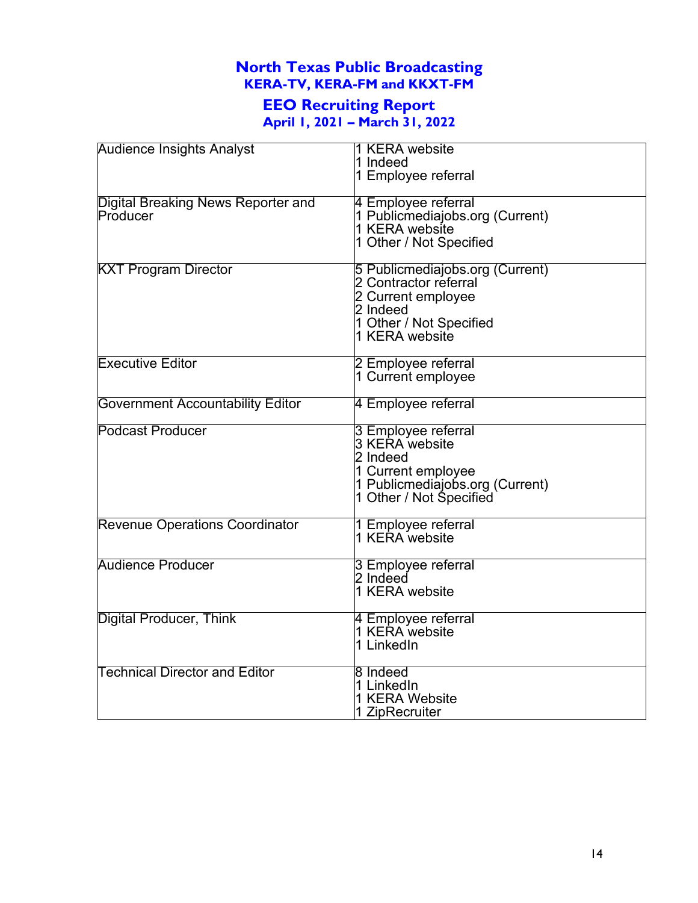# North Texas Public Broadcasting

## KERA-TV, KERA-FM and KKXT-FM

## EEO Recruiting Report

### April 1, 2021 – March 31, 2022

| Position | Recruitment Sources |
| --- | --- |
| Audience Insights Analyst | 1 KERA website<br>1 Indeed<br>1 Employee referral |
| Digital Breaking News Reporter and Producer | 4 Employee referral<br>1 Publicmediajobs.org (Current)<br>1 KERA website<br>1 Other / Not Specified |
| KXT Program Director | 5 Publicmediajobs.org (Current)<br>2 Contractor referral<br>2 Current employee<br>2 Indeed<br>1 Other / Not Specified<br>1 KERA website |
| Executive Editor | 2 Employee referral<br>1 Current employee |
| Government Accountability Editor | 4 Employee referral |
| Podcast Producer | 3 Employee referral<br>3 KERA website<br>2 Indeed<br>1 Current employee<br>1 Publicmediajobs.org (Current)<br>1 Other / Not Specified |
| Revenue Operations Coordinator | 1 Employee referral<br>1 KERA website |
| Audience Producer | 3 Employee referral<br>2 Indeed<br>1 KERA website |
| Digital Producer, Think | 4 Employee referral<br>1 KERA website<br>1 LinkedIn |
| Technical Director and Editor | 8 Indeed<br>1 LinkedIn<br>1 KERA Website<br>1 ZipRecruiter |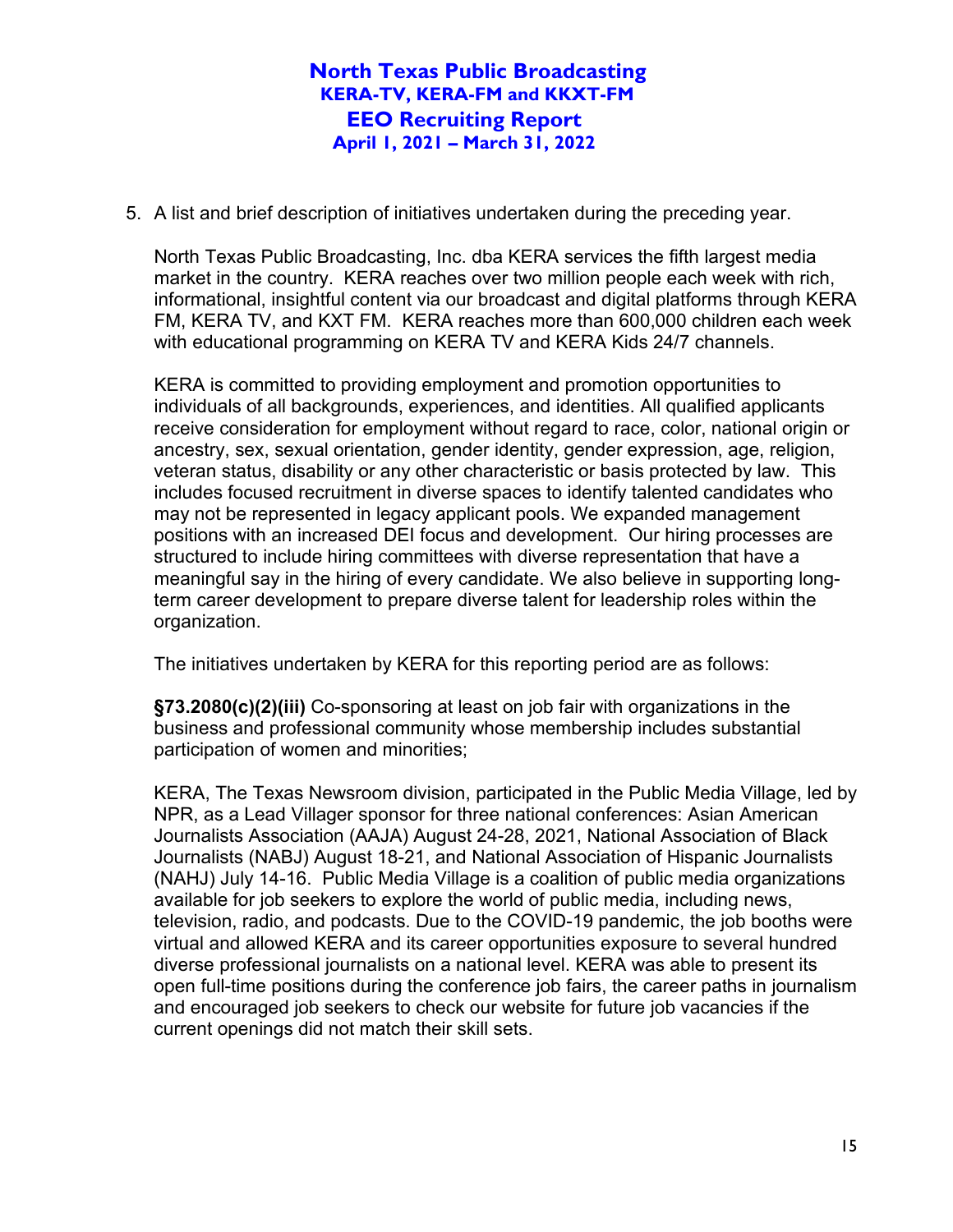# North Texas Public Broadcasting
## KERA-TV, KERA-FM and KKXT-FM
## EEO Recruiting Report
### April 1, 2021 – March 31, 2022

5. A list and brief description of initiatives undertaken during the preceding year.

   North Texas Public Broadcasting, Inc. dba KERA services the fifth largest media market in the country. KERA reaches over two million people each week with rich, informational, insightful content via our broadcast and digital platforms through KERA FM, KERA TV, and KXT FM. KERA reaches more than 600,000 children each week with educational programming on KERA TV and KERA Kids 24/7 channels.

   KERA is committed to providing employment and promotion opportunities to individuals of all backgrounds, experiences, and identities. All qualified applicants receive consideration for employment without regard to race, color, national origin or ancestry, sex, sexual orientation, gender identity, gender expression, age, religion, veteran status, disability or any other characteristic or basis protected by law. This includes focused recruitment in diverse spaces to identify talented candidates who may not be represented in legacy applicant pools. We expanded management positions with an increased DEI focus and development. Our hiring processes are structured to include hiring committees with diverse representation that have a meaningful say in the hiring of every candidate. We also believe in supporting long-term career development to prepare diverse talent for leadership roles within the organization.

   The initiatives undertaken by KERA for this reporting period are as follows:

   **§73.2080(c)(2)(iii)** Co-sponsoring at least on job fair with organizations in the business and professional community whose membership includes substantial participation of women and minorities;

   KERA, The Texas Newsroom division, participated in the Public Media Village, led by NPR, as a Lead Villager sponsor for three national conferences: Asian American Journalists Association (AAJA) August 24-28, 2021, National Association of Black Journalists (NABJ) August 18-21, and National Association of Hispanic Journalists (NAHJ) July 14-16. Public Media Village is a coalition of public media organizations available for job seekers to explore the world of public media, including news, television, radio, and podcasts. Due to the COVID-19 pandemic, the job booths were virtual and allowed KERA and its career opportunities exposure to several hundred diverse professional journalists on a national level. KERA was able to present its open full-time positions during the conference job fairs, the career paths in journalism and encouraged job seekers to check our website for future job vacancies if the current openings did not match their skill sets.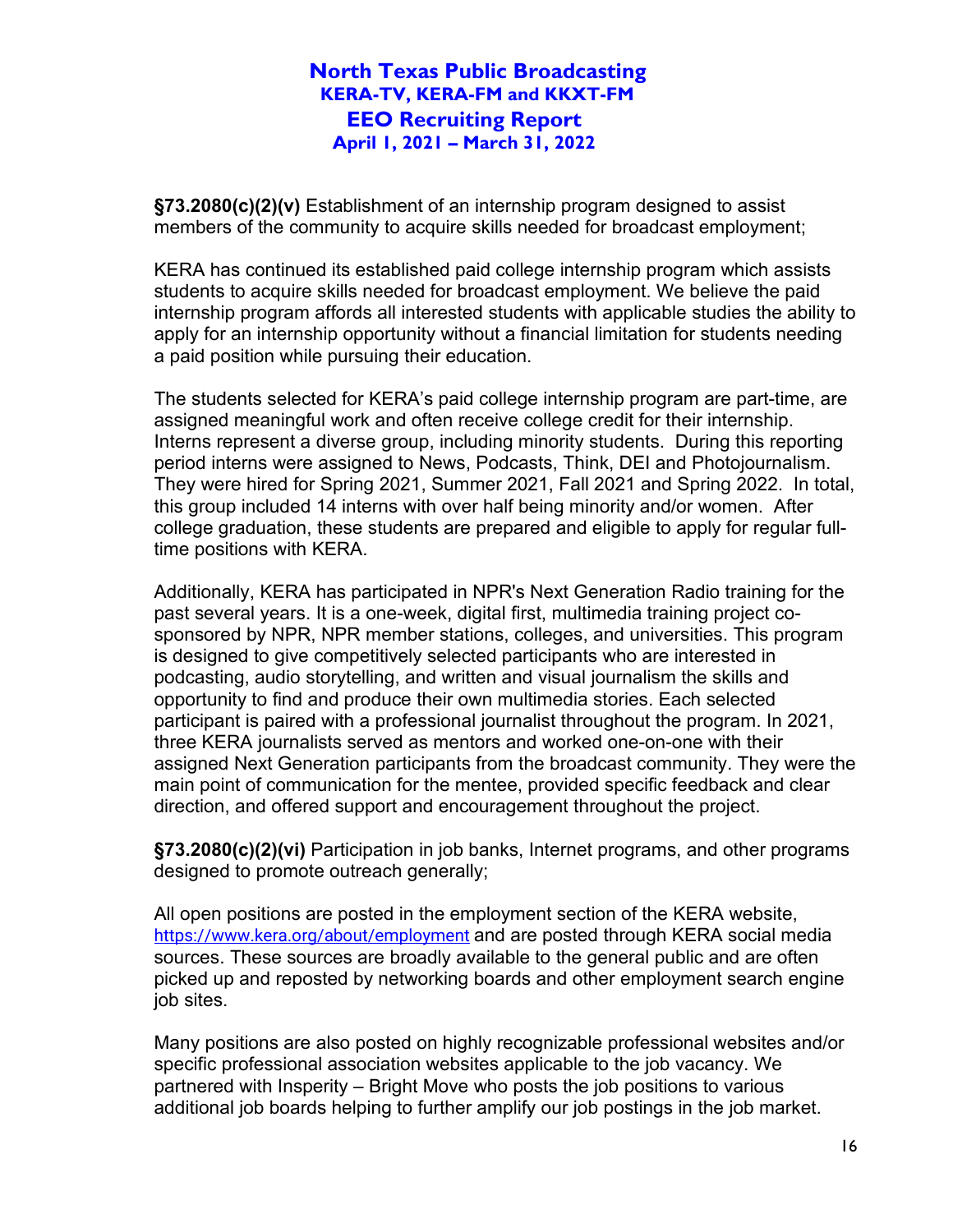**North Texas Public Broadcasting**
**KERA-TV, KERA-FM and KKXT-FM**
**EEO Recruiting Report**
**April 1, 2021 – March 31, 2022**

**§73.2080(c)(2)(v)** Establishment of an internship program designed to assist members of the community to acquire skills needed for broadcast employment;

KERA has continued its established paid college internship program which assists students to acquire skills needed for broadcast employment. We believe the paid internship program affords all interested students with applicable studies the ability to apply for an internship opportunity without a financial limitation for students needing a paid position while pursuing their education.

The students selected for KERA's paid college internship program are part-time, are assigned meaningful work and often receive college credit for their internship. Interns represent a diverse group, including minority students. During this reporting period interns were assigned to News, Podcasts, Think, DEI and Photojournalism. They were hired for Spring 2021, Summer 2021, Fall 2021 and Spring 2022. In total, this group included 14 interns with over half being minority and/or women. After college graduation, these students are prepared and eligible to apply for regular full-time positions with KERA.

Additionally, KERA has participated in NPR's Next Generation Radio training for the past several years. It is a one-week, digital first, multimedia training project co-sponsored by NPR, NPR member stations, colleges, and universities. This program is designed to give competitively selected participants who are interested in podcasting, audio storytelling, and written and visual journalism the skills and opportunity to find and produce their own multimedia stories. Each selected participant is paired with a professional journalist throughout the program. In 2021, three KERA journalists served as mentors and worked one-on-one with their assigned Next Generation participants from the broadcast community. They were the main point of communication for the mentee, provided specific feedback and clear direction, and offered support and encouragement throughout the project.

**§73.2080(c)(2)(vi)** Participation in job banks, Internet programs, and other programs designed to promote outreach generally;

All open positions are posted in the employment section of the KERA website, https://www.kera.org/about/employment and are posted through KERA social media sources. These sources are broadly available to the general public and are often picked up and reposted by networking boards and other employment search engine job sites.

Many positions are also posted on highly recognizable professional websites and/or specific professional association websites applicable to the job vacancy. We partnered with Insperity – Bright Move who posts the job positions to various additional job boards helping to further amplify our job postings in the job market.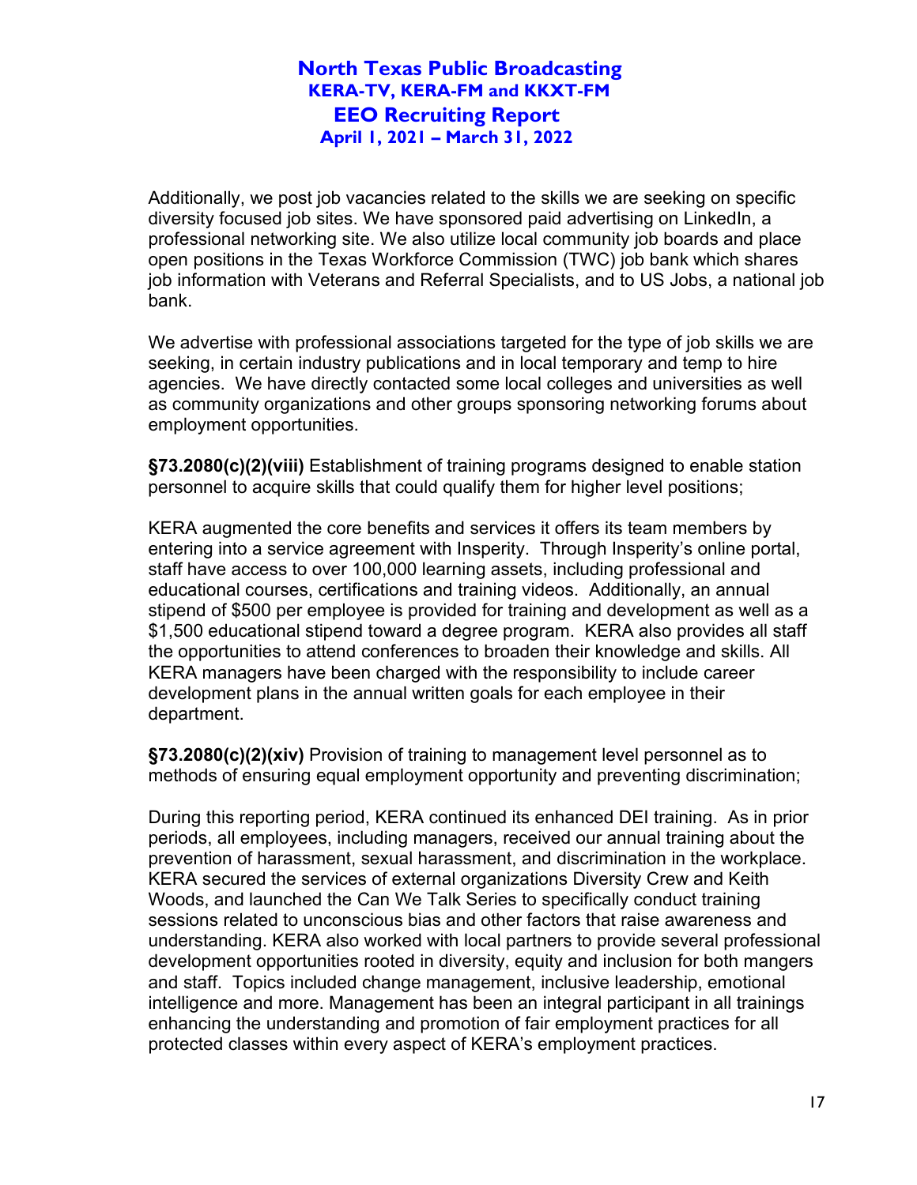Additionally, we post job vacancies related to the skills we are seeking on specific diversity focused job sites. We have sponsored paid advertising on LinkedIn, a professional networking site. We also utilize local community job boards and place open positions in the Texas Workforce Commission (TWC) job bank which shares job information with Veterans and Referral Specialists, and to US Jobs, a national job bank.

We advertise with professional associations targeted for the type of job skills we are seeking, in certain industry publications and in local temporary and temp to hire agencies. We have directly contacted some local colleges and universities as well as community organizations and other groups sponsoring networking forums about employment opportunities.

**§73.2080(c)(2)(viii)** Establishment of training programs designed to enable station personnel to acquire skills that could qualify them for higher level positions;

KERA augmented the core benefits and services it offers its team members by entering into a service agreement with Insperity. Through Insperity's online portal, staff have access to over 100,000 learning assets, including professional and educational courses, certifications and training videos. Additionally, an annual stipend of $500 per employee is provided for training and development as well as a $1,500 educational stipend toward a degree program. KERA also provides all staff the opportunities to attend conferences to broaden their knowledge and skills. All KERA managers have been charged with the responsibility to include career development plans in the annual written goals for each employee in their department.

**§73.2080(c)(2)(xiv)** Provision of training to management level personnel as to methods of ensuring equal employment opportunity and preventing discrimination;

During this reporting period, KERA continued its enhanced DEI training. As in prior periods, all employees, including managers, received our annual training about the prevention of harassment, sexual harassment, and discrimination in the workplace. KERA secured the services of external organizations Diversity Crew and Keith Woods, and launched the Can We Talk Series to specifically conduct training sessions related to unconscious bias and other factors that raise awareness and understanding. KERA also worked with local partners to provide several professional development opportunities rooted in diversity, equity and inclusion for both mangers and staff. Topics included change management, inclusive leadership, emotional intelligence and more. Management has been an integral participant in all trainings enhancing the understanding and promotion of fair employment practices for all protected classes within every aspect of KERA's employment practices.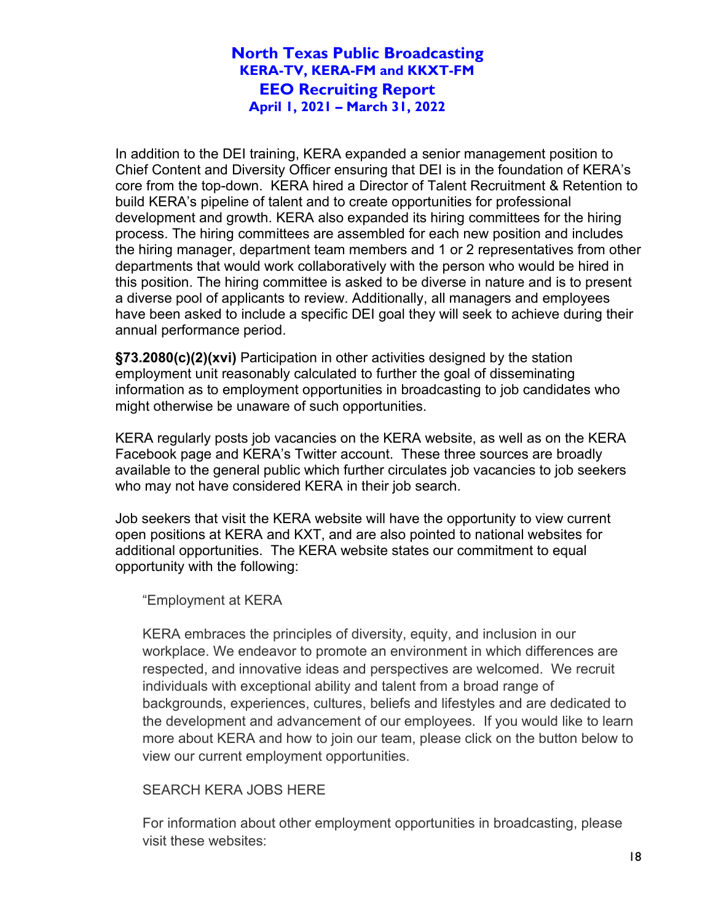In addition to the DEI training, KERA expanded a senior management position to Chief Content and Diversity Officer ensuring that DEI is in the foundation of KERA's core from the top-down. KERA hired a Director of Talent Recruitment & Retention to build KERA's pipeline of talent and to create opportunities for professional development and growth. KERA also expanded its hiring committees for the hiring process. The hiring committees are assembled for each new position and includes the hiring manager, department team members and 1 or 2 representatives from other departments that would work collaboratively with the person who would be hired in this position. The hiring committee is asked to be diverse in nature and is to present a diverse pool of applicants to review. Additionally, all managers and employees have been asked to include a specific DEI goal they will seek to achieve during their annual performance period.

**§73.2080(c)(2)(xvi)** Participation in other activities designed by the station employment unit reasonably calculated to further the goal of disseminating information as to employment opportunities in broadcasting to job candidates who might otherwise be unaware of such opportunities.

KERA regularly posts job vacancies on the KERA website, as well as on the KERA Facebook page and KERA's Twitter account. These three sources are broadly available to the general public which further circulates job vacancies to job seekers who may not have considered KERA in their job search.

Job seekers that visit the KERA website will have the opportunity to view current open positions at KERA and KXT, and are also pointed to national websites for additional opportunities. The KERA website states our commitment to equal opportunity with the following:

> "Employment at KERA
>
> KERA embraces the principles of diversity, equity, and inclusion in our workplace. We endeavor to promote an environment in which differences are respected, and innovative ideas and perspectives are welcomed. We recruit individuals with exceptional ability and talent from a broad range of backgrounds, experiences, cultures, beliefs and lifestyles and are dedicated to the development and advancement of our employees. If you would like to learn more about KERA and how to join our team, please click on the button below to view our current employment opportunities.
>
> SEARCH KERA JOBS HERE
>
> For information about other employment opportunities in broadcasting, please visit these websites: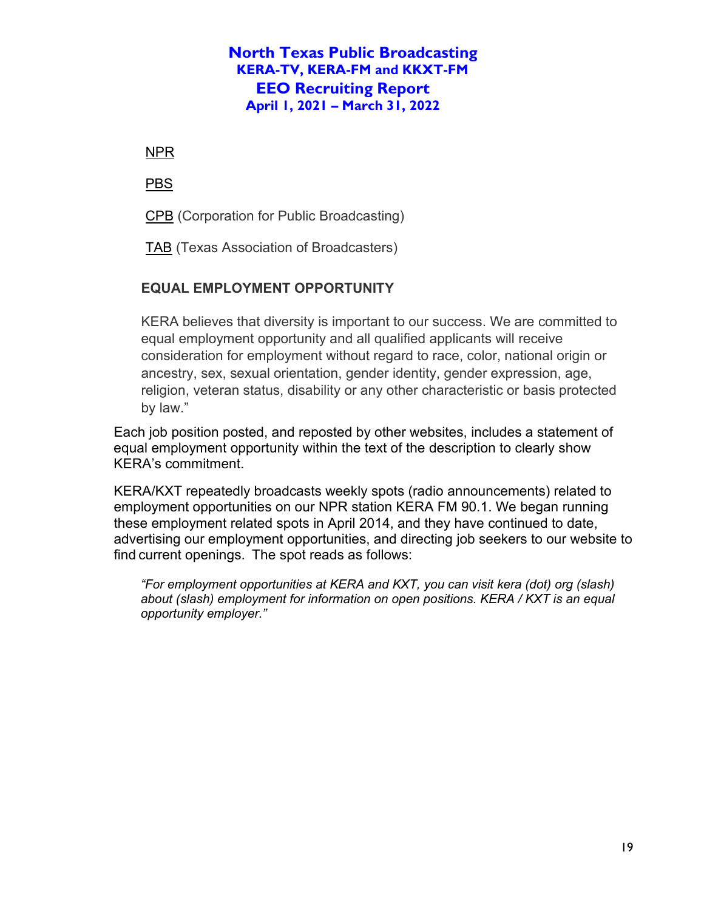NPR

PBS

CPB (Corporation for Public Broadcasting)

TAB (Texas Association of Broadcasters)

**EQUAL EMPLOYMENT OPPORTUNITY**

KERA believes that diversity is important to our success. We are committed to equal employment opportunity and all qualified applicants will receive consideration for employment without regard to race, color, national origin or ancestry, sex, sexual orientation, gender identity, gender expression, age, religion, veteran status, disability or any other characteristic or basis protected by law."

Each job position posted, and reposted by other websites, includes a statement of equal employment opportunity within the text of the description to clearly show KERA's commitment.

KERA/KXT repeatedly broadcasts weekly spots (radio announcements) related to employment opportunities on our NPR station KERA FM 90.1. We began running these employment related spots in April 2014, and they have continued to date, advertising our employment opportunities, and directing job seekers to our website to find current openings. The spot reads as follows:

*"For employment opportunities at KERA and KXT, you can visit kera (dot) org (slash) about (slash) employment for information on open positions. KERA / KXT is an equal opportunity employer."*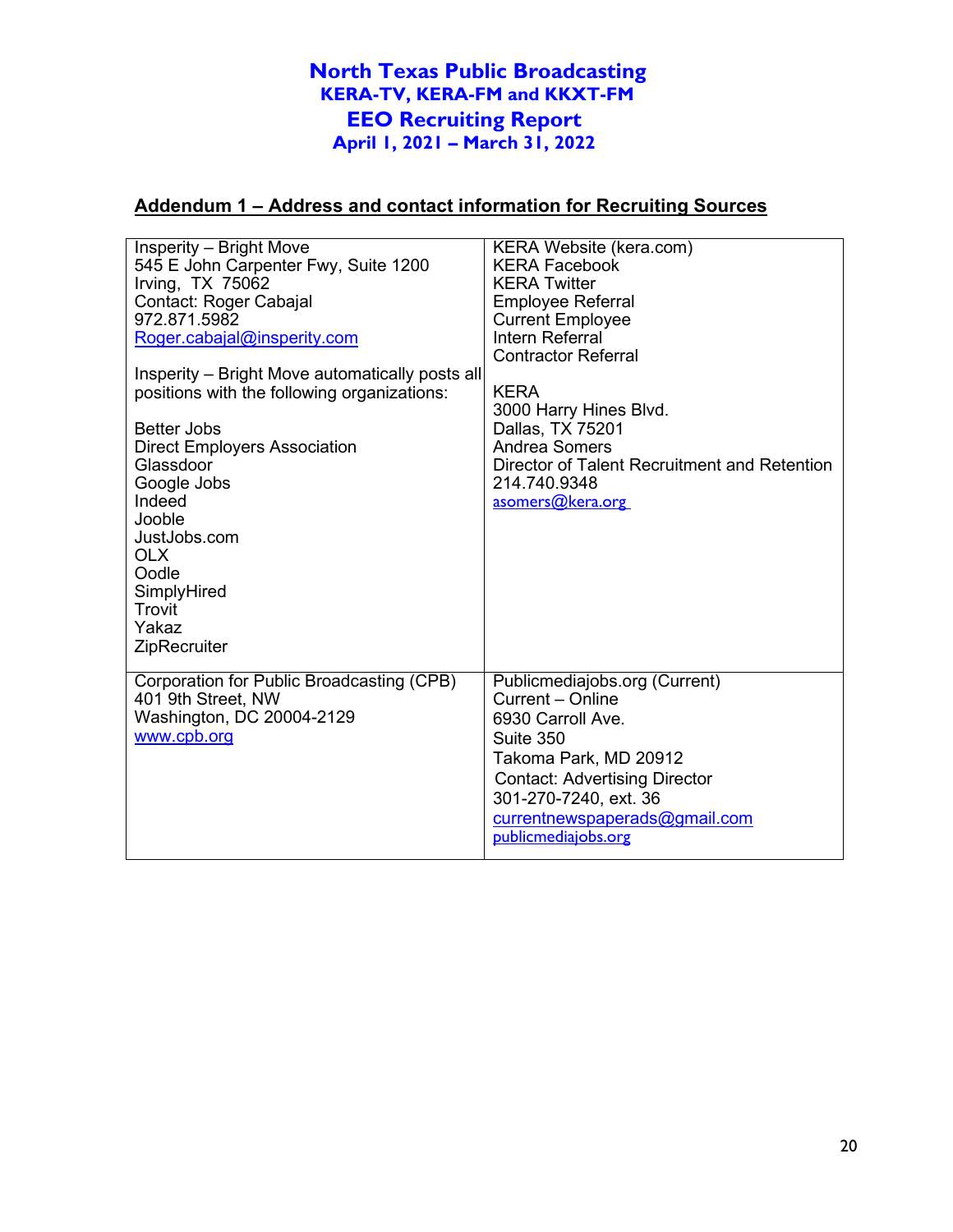# North Texas Public Broadcasting
## KERA-TV, KERA-FM and KKXT-FM
## EEO Recruiting Report
## April 1, 2021 – March 31, 2022

### Addendum 1 – Address and contact information for Recruiting Sources

| | |
|---|---|
| Insperity – Bright Move<br>545 E John Carpenter Fwy, Suite 1200<br>Irving, TX 75062<br>Contact: Roger Cabajal<br>972.871.5982<br>Roger.cabajal@insperity.com<br><br>Insperity – Bright Move automatically posts all positions with the following organizations:<br><br>Better Jobs<br>Direct Employers Association<br>Glassdoor<br>Google Jobs<br>Indeed<br>Jooble<br>JustJobs.com<br>OLX<br>Oodle<br>SimplyHired<br>Trovit<br>Yakaz<br>ZipRecruiter | KERA Website (kera.com)<br>KERA Facebook<br>KERA Twitter<br>Employee Referral<br>Current Employee<br>Intern Referral<br>Contractor Referral<br><br>KERA<br>3000 Harry Hines Blvd.<br>Dallas, TX 75201<br>Andrea Somers<br>Director of Talent Recruitment and Retention<br>214.740.9348<br>asomers@kera.org |
| Corporation for Public Broadcasting (CPB)<br>401 9th Street, NW<br>Washington, DC 20004-2129<br>www.cpb.org | Publicmediajobs.org (Current)<br>Current – Online<br>6930 Carroll Ave.<br>Suite 350<br>Takoma Park, MD 20912<br>Contact: Advertising Director<br>301-270-7240, ext. 36<br>currentnewspaperads@gmail.com<br>publicmediajobs.org |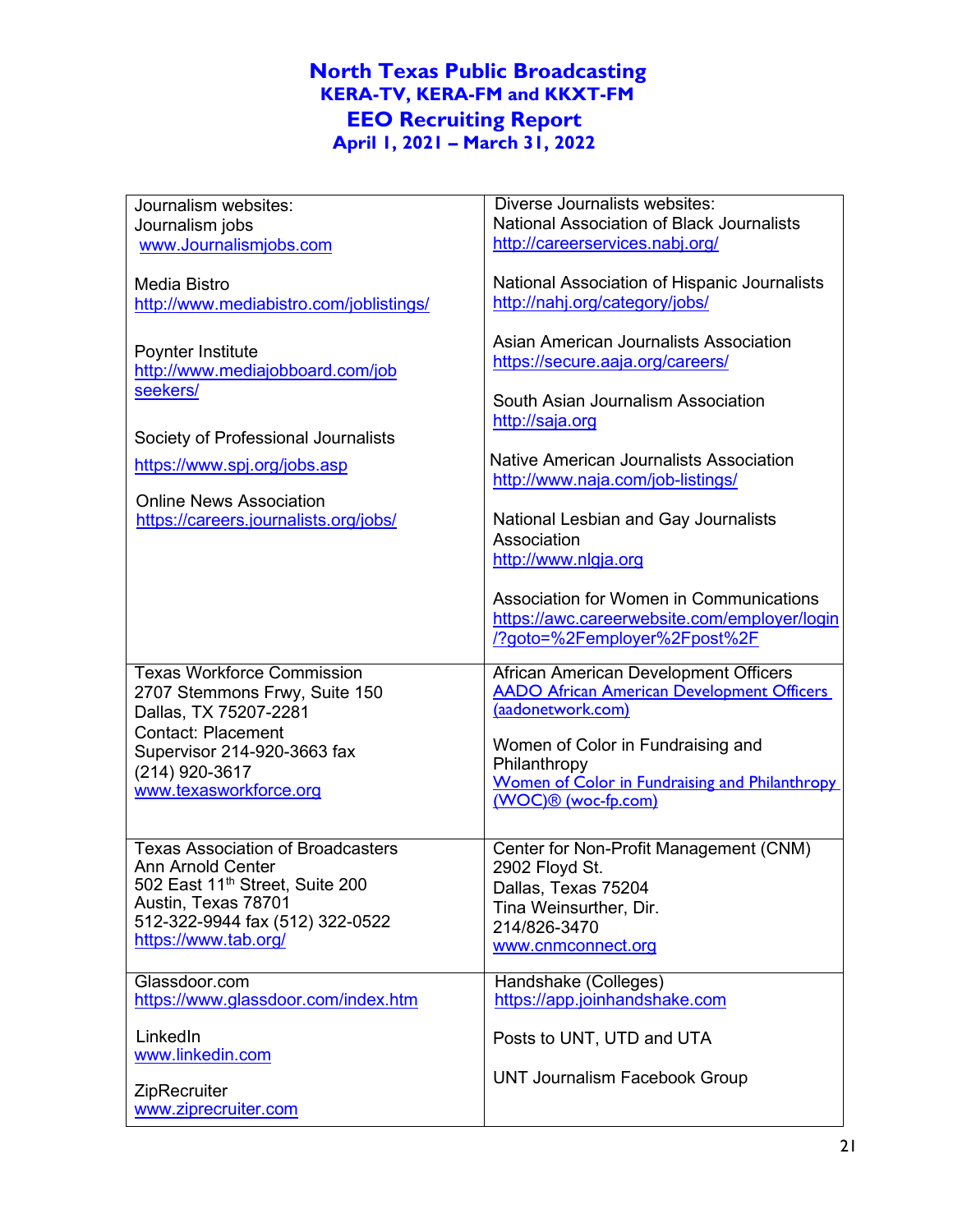# North Texas Public Broadcasting
## KERA-TV, KERA-FM and KKXT-FM
## EEO Recruiting Report
## April 1, 2021 – March 31, 2022

| | |
|---|---|
| Journalism websites:<br>Journalism jobs<br>www.Journalismjobs.com<br><br>Media Bistro<br>http://www.mediabistro.com/joblistings/<br><br>Poynter Institute<br>http://www.mediajobboard.com/jobseekers/<br><br>Society of Professional Journalists<br>https://www.spj.org/jobs.asp<br><br>Online News Association<br>https://careers.journalists.org/jobs/ | Diverse Journalists websites:<br>National Association of Black Journalists<br>http://careerservices.nabj.org/<br><br>National Association of Hispanic Journalists<br>http://nahj.org/category/jobs/<br><br>Asian American Journalists Association<br>https://secure.aaja.org/careers/<br><br>South Asian Journalism Association<br>http://saja.org<br><br>Native American Journalists Association<br>http://www.naja.com/job-listings/<br><br>National Lesbian and Gay Journalists Association<br>http://www.nlgja.org<br><br>Association for Women in Communications<br>https://awc.careerwebsite.com/employer/login/?goto=%2Femployer%2Fpost%2F |
| Texas Workforce Commission<br>2707 Stemmons Frwy, Suite 150<br>Dallas, TX 75207-2281<br>Contact: Placement Supervisor 214-920-3663 fax (214) 920-3617<br>www.texasworkforce.org | African American Development Officers<br>AADO African American Development Officers (aadonetwork.com)<br><br>Women of Color in Fundraising and Philanthropy<br>Women of Color in Fundraising and Philanthropy (WOC)® (woc-fp.com) |
| Texas Association of Broadcasters<br>Ann Arnold Center<br>502 East 11th Street, Suite 200<br>Austin, Texas 78701<br>512-322-9944 fax (512) 322-0522<br>https://www.tab.org/ | Center for Non-Profit Management (CNM)<br>2902 Floyd St.<br>Dallas, Texas 75204<br>Tina Weinsurther, Dir.<br>214/826-3470<br>www.cnmconnect.org |
| Glassdoor.com<br>https://www.glassdoor.com/index.htm<br><br>LinkedIn<br>www.linkedin.com<br><br>ZipRecruiter<br>www.ziprecruiter.com | Handshake (Colleges)<br>https://app.joinhandshake.com<br><br>Posts to UNT, UTD and UTA<br><br>UNT Journalism Facebook Group |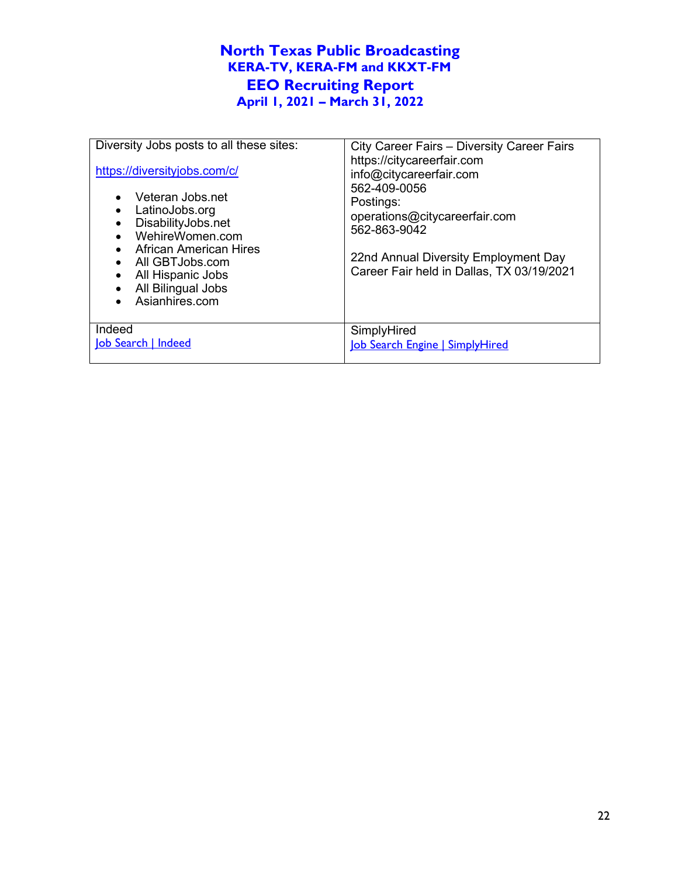# North Texas Public Broadcasting
## KERA-TV, KERA-FM and KKXT-FM
## EEO Recruiting Report
## April 1, 2021 – March 31, 2022

| | |
|---|---|
| Diversity Jobs posts to all these sites:<br><br>https://diversityjobs.com/c/<br><br>• Veteran Jobs.net<br>• LatinoJobs.org<br>• DisabilityJobs.net<br>• WehireWomen.com<br>• African American Hires<br>• All GBTJobs.com<br>• All Hispanic Jobs<br>• All Bilingual Jobs<br>• Asianhires.com | City Career Fairs – Diversity Career Fairs<br>https://citycareerfair.com<br>info@citycareerfair.com<br>562-409-0056<br>Postings:<br>operations@citycareerfair.com<br>562-863-9042<br><br>22nd Annual Diversity Employment Day Career Fair held in Dallas, TX 03/19/2021 |
| Indeed<br>Job Search \| Indeed | SimplyHired<br>Job Search Engine \| SimplyHired |